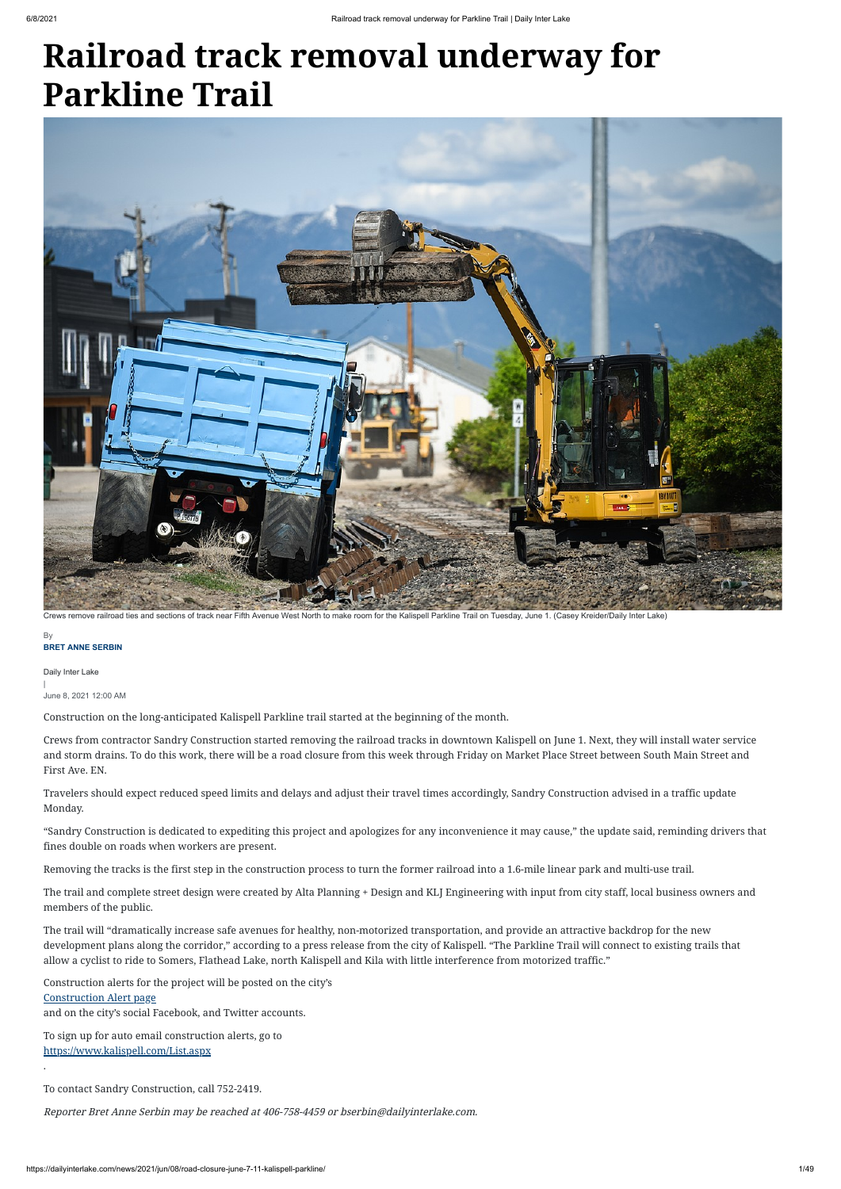# Railroad track removal underway for Parkline Trail

Crews remove railroad ties and sections of track near Fifth Avenue West North to make room for the Kalispell Parkline Trail on Tuesday, June 1. (Casey Kreider/Daily Inter Lake)

By
**BRET ANNE SERBIN**

Daily Inter Lake
|
June 8, 2021 12:00 AM

Construction on the long-anticipated Kalispell Parkline trail started at the beginning of the month.

Crews from contractor Sandry Construction started removing the railroad tracks in downtown Kalispell on June 1. Next, they will install water service and storm drains. To do this work, there will be a road closure from this week through Friday on Market Place Street between South Main Street and First Ave. EN.

Travelers should expect reduced speed limits and delays and adjust their travel times accordingly, Sandry Construction advised in a traffic update Monday.

"Sandry Construction is dedicated to expediting this project and apologizes for any inconvenience it may cause," the update said, reminding drivers that fines double on roads when workers are present.

Removing the tracks is the first step in the construction process to turn the former railroad into a 1.6-mile linear park and multi-use trail.

The trail and complete street design were created by Alta Planning + Design and KLJ Engineering with input from city staff, local business owners and members of the public.

The trail will "dramatically increase safe avenues for healthy, non-motorized transportation, and provide an attractive backdrop for the new development plans along the corridor," according to a press release from the city of Kalispell. "The Parkline Trail will connect to existing trails that allow a cyclist to ride to Somers, Flathead Lake, north Kalispell and Kila with little interference from motorized traffic."

Construction alerts for the project will be posted on the city's
[Construction Alert page](#)
and on the city's social Facebook, and Twitter accounts.

To sign up for auto email construction alerts, go to
[https://www.kalispell.com/List.aspx](https://www.kalispell.com/List.aspx)
.

To contact Sandry Construction, call 752-2419.

*Reporter Bret Anne Serbin may be reached at 406-758-4459 or bserbin@dailyinterlake.com.*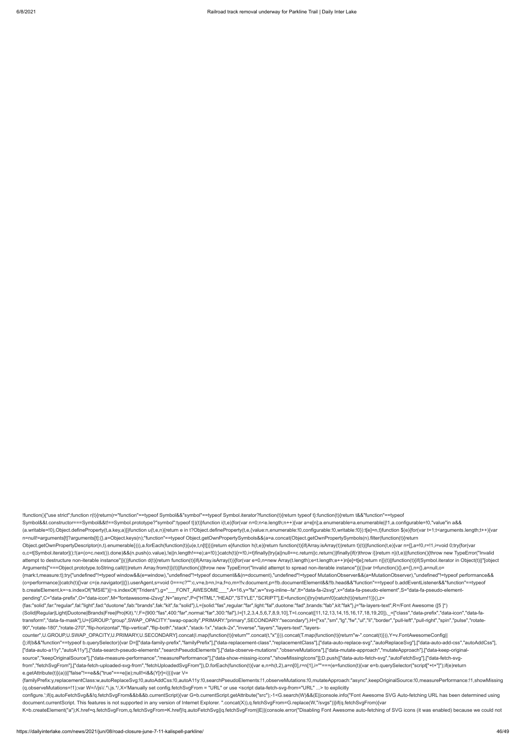```
!function(){"use strict";function r(t){return(r="function"==typeof Symbol&&"symbol"==typeof Symbol.iterator?function(t){return typeof t}:function(t){return t&&"function"==typeof Symbol&&t.constructor===Symbol&&t!==Symbol.prototype?"symbol":typeof t})(t)}function i(t,e){for(var n=0;n<e.length;n++){var a=e[n];a.enumerable=a.enumerable||!1,a.configurable=!0,"value"in a&&(a.writable=!0),Object.defineProperty(t,a.key,a)}}function u(t,e,n){return e in t?Object.defineProperty(t,e,{value:n,enumerable:!0,configurable:!0,writable:!0}):t[e]=n,t}function $(e){for(var t=1;t<arguments.length;t++){var n=null!=arguments[t]?arguments[t]:{},a=Object.keys(n);"function"==typeof Object.getOwnPropertySymbols&&(a=a.concat(Object.getOwnPropertySymbols(n).filter(function(t){return Object.getOwnPropertyDescriptor(n,t).enumerable}))),a.forEach(function(t){u(e,t,n[t])})}return e}function h(t,e){return function(t){if(Array.isArray(t))return t}(t)||function(t,e){var n=[],a=!0,r=!1,i=void 0;try{for(var o,c=t[Symbol.iterator]();!(a=(o=c.next()).done)&&(n.push(o.value),!e||n.length!==e);a=!0);}catch(t){r=!0,i=t}finally{try{a||null==c.return||c.return()}finally{if(r)throw i}}return n}(t,e)||function(){throw new TypeError("Invalid attempt to destructure non-iterable instance")}()}function d(t){return function(t){if(Array.isArray(t)){for(var e=0,n=new Array(t.length);e<t.length;e++)n[e]=t[e];return n}}(t)||function(t){if(Symbol.iterator in Object(t)||"[object Arguments]"===Object.prototype.toString.call(t))return Array.from(t)}(t)||function(){throw new TypeError("Invalid attempt to spread non-iterable instance")}()}var t=function(){},e={},n={},a=null,o={mark:t,measure:t};try{"undefined"!=typeof window&&(e=window),"undefined"!=typeof document&&(n=document),"undefined"!=typeof MutationObserver&&(a=MutationObserver),"undefined"!=typeof performance&&(o=performance)}catch(t){}var c=(e.navigator||{}).userAgent,s=void 0===c?"":c,v=e,b=n,l=a,f=o,m=!!v.document,p=!!b.documentElement&&!!b.head&&"function"==typeof b.addEventListener&&"function"==typeof b.createElement,k=~s.indexOf("MSIE")||~s.indexOf("Trident/"),g="___FONT_AWESOME___",A=16,y="fa",w="svg-inline--fa",tt="data-fa-i2svg",x="data-fa-pseudo-element",S="data-fa-pseudo-element-pending",C="data-prefix",O="data-icon",M="fontawesome-i2svg",N="async",P=["HTML","HEAD","STYLE","SCRIPT"],E=function(){try{return!0}catch(t){return!1}}(),z={fas:"solid",far:"regular",fal:"light",fad:"duotone",fab:"brands",fak:"kit",fa:"solid"},L={solid:"fas",regular:"far",light:"fal",duotone:"fad",brands:"fab",kit:"fak"},j="fa-layers-text",R=/Font Awesome ([5 ]*)(Solid|Regular|Light|Duotone|Brands|Free|Pro|Kit).*/,F={900:"fas",400:"far",normal:"far",300:"fal"},I=[1,2,3,4,5,6,7,8,9,10],T=I.concat([11,12,13,14,15,16,17,18,19,20]),_=["class","data-prefix","data-icon","data-fa-transform","data-fa-mask"],U={GROUP:"group",SWAP_OPACITY:"swap-opacity",PRIMARY:"primary",SECONDARY:"secondary"},H=["xs","sm","lg","fw","ul","li","border","pull-left","pull-right","spin","pulse","rotate-90","rotate-180","rotate-270","flip-horizontal","flip-vertical","flip-both","stack","stack-1x","stack-2x","inverse","layers","layers-text","layers-counter",U.GROUP,U.SWAP_OPACITY,U.PRIMARY,U.SECONDARY].concat(I.map(function(t){return"".concat(t,"x")})).concat(T.map(function(t){return"w-".concat(t)})),Y=v.FontAwesomeConfig||{};if(b&&"function"==typeof b.querySelector){var D=[["data-family-prefix","familyPrefix"],["data-replacement-class","replacementClass"],["data-auto-replace-svg","autoReplaceSvg"],["data-auto-add-css","autoAddCss"],["data-auto-a11y","autoA11y"],["data-search-pseudo-elements","searchPseudoElements"],["data-observe-mutations","observeMutations"],["data-mutate-approach","mutateApproach"],["data-keep-original-source","keepOriginalSource"],["data-measure-performance","measurePerformance"],["data-show-missing-icons","showMissingIcons"]];D.push(["data-auto-fetch-svg","autoFetchSvg"],["data-fetch-svg-from","fetchSvgFrom"],["data-fetch-uploaded-svg-from","fetchUploadedSvgFrom"]),D.forEach(function(t){var e,n=h(t,2),a=n[0],r=n[1],i=""===(e=function(t){var e=b.querySelector("script["+t+"]");if(e)return e.getAttribute(t)}(a))||"false"!==e&&("true"===e||e);null!=i&&(Y[r]=i)})}var V={familyPrefix:y,replacementClass:w,autoReplaceSvg:!0,autoAddCss:!0,autoA11y:!0,searchPseudoElements:!1,observeMutations:!0,mutateApproach:"async",keepOriginalSource:!0,measurePerformance:!1,showMissing(q.observeMutations=!1);var W=/\/js\/.*\.js.*/,X='Manually set config.fetchSvgFrom = "URL" or use <script data-fetch-svg-from="URL" ...> to explicitly configure.';if(q.autoFetchSvg&&!q.fetchSvgFrom&&b&&b.currentScript){var G=b.currentScript.getAttribute("src");-1<G.search(W)&&(E||console.info("Font Awesome SVG Auto-fetching URL has been determined using document.currentScript. This features is not supported in any version of Internet Explorer. ".concat(X)),q.fetchSvgFrom=G.replace(W,"/svgs"))}if(q.fetchSvgFrom){var K=b.createElement("a");K.href=q.fetchSvgFrom,q.fetchSvgFrom=K.href}!q.autoFetchSvg||q.fetchSvgFrom||E||(console.error("Disabling Font Awesome auto-fetching of SVG icons (it was enabled) because we could not
```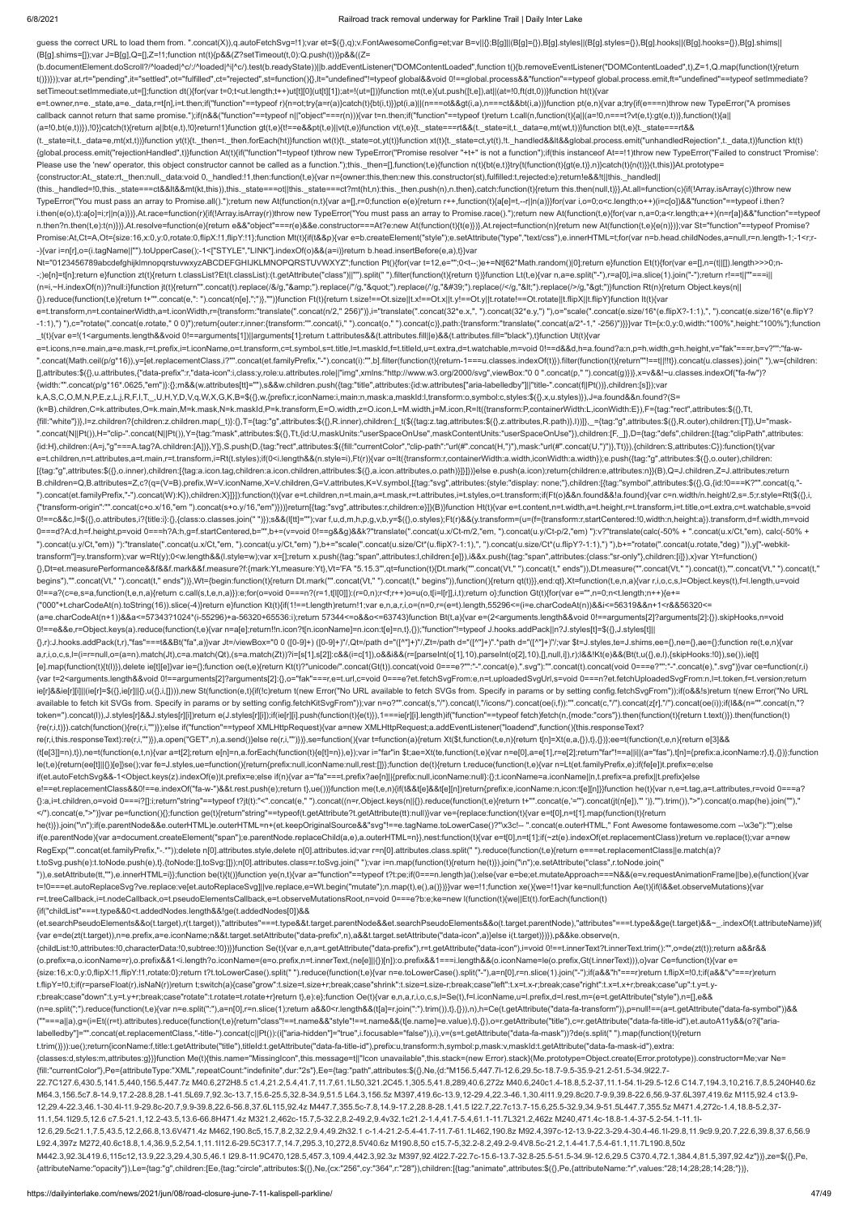```
guess the correct URL to load them from. ".concat(X)),q.autoFetchSvg=!1);var et=$({},q);v.FontAwesomeConfig=et;var B=v||{};B[g]||(B[g]={}),B[g].styles||(B[g].styles={}),B[g].hooks||(B[g].hooks={}),B[g].shims||
(B[g].shims=[]);var J=B[g],Q=[],Z=!1;function nt(t){p&&(Z?setTimeout(t,0):Q.push(t))}p&&((Z=
(b.documentElement.doScroll?/^loaded|^c/:/^loaded|^i|^c/).test(b.readyState))||b.addEventListener("DOMContentLoaded",function t(){b.removeEventListener("DOMContentLoaded",t),Z=1,Q.map(function(t){return
t()})}));var at,rt="pending",it="settled",ot="fulfilled",ct="rejected",st=function(){},lt="undefined"!=typeof global&&void 0!==global.process&&"function"==typeof global.process.emit,ft="undefined"==typeof setImmediate?
setTimeout:setImmediate,ut=[];function dt(){for(var t=0;t<ut.length;t++)ut[t][0](ut[t][1]);ut=[],at=!1}function mt(t,e){ut.push([t,e]),at||(at=!0,ft(dt,0))}function ht(t){var
e=t.owner,n=e._state,a=e._data,r=t[n],i=t.then;if("function"==typeof r){n=ot;try{a=r(a)}catch(t){bt(i,t)}}pt(i,a)||(n===ot&&gt(i,a),n===ct&&bt(i,a))}function pt(e,n){var a;try{if(e===n)throw new TypeError("A promises
callback cannot return that same promise.");if(n&&("function"==typeof n||"object"===r(n))){var t=n.then;if("function"==typeof t)return t.call(n,function(t){a||(a=!0,n===t?vt(e,t):gt(e,t))},function(t){a||
(a=!0,bt(e,t))}),!0}}catch(t){return a||bt(e,t),!0}return!1}function gt(t,e){t!==e&&pt(t,e)||vt(t,e)}function vt(t,e){t._state===rt&&(t._state=it,t._data=e,mt(wt,t))}function bt(t,e){t._state===rt&&
(t._state=it,t._data=e,mt(xt,t))}function yt(t){t._then=t._then.forEach(ht)}function wt(t){t._state=ot,yt(t)}function xt(t){t._state=ct,yt(t),!t._handled&&lt&&global.process.emit("unhandledRejection",t._data,t)}function kt(t)
{global.process.emit("rejectionHandled",t)}function At(t){if("function"!=typeof t)throw new TypeError("Promise resolver "+t+" is not a function");if(this instanceof At==!1)throw new TypeError("Failed to construct 'Promise':
Please use the 'new' operator, this object constructor cannot be called as a function.");this._then=[],function(t,e){function n(t){bt(e,t)}try{t(function(t){gt(e,t)},n)}catch(t){n(t)}}(t,this)}At.prototype=
{constructor:At,_state:rt,_then:null,_data:void 0,_handled:!1,then:function(t,e){var n={owner:this,then:new this.constructor(st),fulfilled:t,rejected:e};return!e&&!t||this._handled||
(this._handled=!0,this._state===ct&&lt&&mt(kt,this)),this._state===ot||this._state===ct?mt(ht,n):this._then.push(n),n.then},catch:function(t){return this.then(null,t)}},At.all=function(c){if(!Array.isArray(c))throw new
TypeError("You must pass an array to Promise.all().");return new At(function(n,t){var a=[],r=0;function e(e){return r++,function(t){a[e]=t,--r||n(a)}}for(var i,o=0;o<c.length;o++)(i=c[o])&&"function"==typeof i.then?
i.then(e(o),t):a[o]=i;r||n(a)})},At.race=function(r){if(!Array.isArray(r))throw new TypeError("You must pass an array to Promise.race().");return new At(function(t,e){for(var n,a=0;a<r.length;a++)(n=r[a])&&"function"==typeof
n.then?n.then(t,e):t(n)})},At.resolve=function(e){return e&&"object"===r(e)&&e.constructor===At?e:new At(function(t){t(e)})},At.reject=function(n){return new At(function(t,e){e(n)})};var St="function"==typeof Promise?
Promise:At,Ct=A,Ot={size:16,x:0,y:0,rotate:0,flipX:!1,flipY:!1};function Mt(t){if(t&&p){var e=b.createElement("style");e.setAttribute("type","text/css"),e.innerHTML=t;for(var n=b.head.childNodes,a=null,r=n.length-1;-1<r;r-
-){var i=n[r],o=(i.tagName||"").toUpperCase();-1<["STYLE","LINK"].indexOf(o)&&(a=i)}return b.head.insertBefore(e,a),t}}var
Nt="0123456789abcdefghijklmnopqrstuvwxyzABCDEFGHIJKLMNOPQRSTUVWXYZ";function Pt(){for(var t=12,e="";0<t--;)e+=Nt[62*Math.random()|0];return e}function Et(t){for(var e=[],n=(t||[]).length>>>0;n-
-;)e[n]=t[n];return e}function zt(t){return t.classList?Et(t.classList):(t.getAttribute("class")||"").split(" ").filter(function(t){return t})}function Lt(t,e){var n,a=e.split("-"),r=a[0],i=a.slice(1).join("-");return r!==t||""===i||
(n=i,~H.indexOf(n))?null:i}function jt(t){return"".concat(t).replace(/&/g,"&amp;").replace(/"/g,"&quot;").replace(/'/g,"&#39;").replace(/</g,"&lt;").replace(/>/g,"&gt;")}function Rt(n){return Object.keys(n||
{}).reduce(function(t,e){return t+"".concat(e,": ").concat(n[e],";")},"")}function Ft(t){return t.size!==Ot.size||t.x!==Ot.x||t.y!==Ot.y||t.rotate!==Ot.rotate||t.flipX||t.flipY}function It(t){var
e=t.transform,n=t.containerWidth,a=t.iconWidth,r={transform:"translate(".concat(n/2," 256)")},i="translate(".concat(32*e.x,", ").concat(32*e.y,") "),o="scale(".concat(e.size/16*(e.flipX?-1:1),", ").concat(e.size/16*(e.flipY?
-1:1),") "),c="rotate(".concat(e.rotate," 0 0)");return{outer:r,inner:{transform:"".concat(i," ").concat(o," ").concat(c)},path:{transform:"translate(".concat(a/2*-1," -256)")}}}var Tt={x:0,y:0,width:"100%",height:"100%"};function
_t(t){var e=!(1<arguments.length&&void 0!==arguments[1])||arguments[1];return t.attributes&&(t.attributes.fill||e)&&(t.attributes.fill="black"),t}function Ut(t){var
e=t.icons,n=e.main,a=e.mask,r=t.prefix,i=t.iconName,o=t.transform,c=t.symbol,s=t.title,l=t.maskId,f=t.titleId,u=t.extra,d=t.watchable,m=void 0!==d&&d,h=a.found?a:n,p=h.width,g=h.height,v="fak"===r,b=v?"":"fa-w-
".concat(Math.ceil(p/g*16)),y=[et.replacementClass,i?"".concat(et.familyPrefix,"-").concat(i):"",b].filter(function(t){return-1===u.classes.indexOf(t)}).filter(function(t){return""!==t&&!!t}).concat(u.classes).join(" "),w={children:
[],attributes:$({},u.attributes,{"data-prefix":r,"data-icon":i,class:y,role:u.attributes.role||"img",xmlns:"http://www.w3.org/2000/svg",viewBox:"0 0 ".concat(p," ").concat(g)})},x=v&&!~u.classes.indexOf("fa-fw")?
{width:"".concat(p/g*16*.0625,"em")}:{};m&&(w.attributes[tt]=""),s&&w.children.push({tag:"title",attributes:{id:w.attributes["aria-labelledby"]||"title-".concat(f||Pt())},children:[s]});var
k,A,S,C,O,M,N,P,E,z,L,j,R,F,I,T,_,U,H,Y,D,V,q,W,X,G,K,B=$({},w,{prefix:r,iconName:i,main:n,mask:a,maskId:l,transform:o,symbol:c,styles:$({},x,u.styles)}),J=a.found&&n.found?(S=
(k=B).children,C=k.attributes,O=k.main,M=k.mask,N=k.maskId,P=k.transform,E=O.width,z=O.icon,L=M.width,j=M.icon,R=It({transform:P,containerWidth:L,iconWidth:E}),F={tag:"rect",attributes:$({},Tt,
{fill:"white"})},I=z.children?{children:z.children.map(_t)}:{},T={tag:"g",attributes:$({},R.inner),children:[_t($({tag:z.tag,attributes:$({},z.attributes,R.path)},I))]},_={tag:"g",attributes:$({},R.outer),children:[T]},U="mask-
".concat(N||Pt()),H="clip-".concat(N||Pt()),Y={tag:"mask",attributes:$({},Tt,{id:U,maskUnits:"userSpaceOnUse",maskContentUnits:"userSpaceOnUse"}),children:[F,_]},D={tag:"defs",children:[{tag:"clipPath",attributes:
{id:H},children:(A=j,"g"===A.tag?A.children:[A])},Y]},S.push(D,{tag:"rect",attributes:$({fill:"currentColor","clip-path":"url(#".concat(H,")"),mask:"url(#".concat(U,")")},Tt)}),{children:S,attributes:C}):function(t){var
e=t.children,n=t.attributes,a=t.main,r=t.transform,i=Rt(t.styles);if(0<i.length&&(n.style=i),Ft(r)){var o=It({transform:r,containerWidth:a.width,iconWidth:a.width});e.push({tag:"g",attributes:$({},o.outer),children:
[{tag:"g",attributes:$({},o.inner),children:[{tag:a.icon.tag,children:a.icon.children,attributes:$({},a.icon.attributes,o.path)}]}]})}else e.push(a.icon);return{children:e,attributes:n}}(B),Q=J.children,Z=J.attributes;return
B.children=Q,B.attributes=Z,c?(q=(V=B).prefix,W=V.iconName,X=V.children,G=V.attributes,K=V.symbol,[{tag:"svg",attributes:{style:"display: none;"},children:[{tag:"symbol",attributes:$({},G,{id:!0===K?"".concat(q,"-
").concat(et.familyPrefix,"-").concat(W):K}),children:X}]}]):function(t){var e=t.children,n=t.main,a=t.mask,r=t.attributes,i=t.styles,o=t.transform;if(Ft(o)&&n.found&&!a.found){var c=n.width/n.height/2,s=.5;r.style=Rt($({},i,
{"transform-origin":"".concat(c+o.x/16,"em ").concat(s+o.y/16,"em")}))}return[{tag:"svg",attributes:r,children:e}]}(B)}function Ht(t){var e=t.content,n=t.width,a=t.height,r=t.transform,i=t.title,o=t.extra,c=t.watchable,s=void
0!==c&&c,l=$({},o.attributes,i?{title:i}:{},{class:o.classes.join(" ")});s&&(l[tt]="");var f,u,d,m,h,p,g,v,b,y=$({},o.styles);Ft(r)&&(y.transform=(u=(f={transform:r,startCentered:!0,width:n,height:a}).transform,d=f.width,m=void
0===d?A:d,h=f.height,p=void 0===h?A:h,g=f.startCentered,b="",b+=(v=void 0!==g&&g)&&k?"translate(".concat(u.x/Ct-m/2,"em, ").concat(u.y/Ct-p/2,"em) "):v?"translate(calc(-50% + ".concat(u.x/Ct,"em), calc(-50% +
").concat(u.y/Ct,"em)) "):"translate(".concat(u.x/Ct,"em, ").concat(u.y/Ct,"em) "),b+="scale(".concat(u.size/Ct*(u.flipX?-1:1),", ").concat(u.size/Ct*(u.flipY?-1:1),") "),b+="rotate(".concat(u.rotate,"deg) ")),y["-webkit-
transform"]=y.transform);var w=Rt(y);0<w.length&&(l.style=w);var x=[];return x.push({tag:"span",attributes:l,children:[e]}),i&&x.push({tag:"span",attributes:{class:"sr-only"},children:[i]}),x}var Yt=function()
{},Dt=et.measurePerformance&&f&&f.mark&&f.measure?f:{mark:Yt,measure:Yt},Vt='FA "5.15.3"',qt=function(t){Dt.mark("".concat(Vt," ").concat(t," ends")),Dt.measure("".concat(Vt," ").concat(t),"".concat(Vt," ").concat(t,"
begins"),"".concat(Vt," ").concat(t," ends"))},Wt={begin:function(t){return Dt.mark("".concat(Vt," ").concat(t," begins")),function(){return qt(t)}},end:qt},Xt=function(t,e,n,a){var r,i,o,c,s,l=Object.keys(t),f=l.length,u=void
0!==a?(c=e,s=a,function(t,e,n,a){return c.call(s,t,e,n,a)}):e;for(o=void 0===n?(r=1,t[l[0]]):(r=0,n);r<f;r++)o=u(o,t[i=l[r]],i,t);return o};function Gt(t){for(var e="",n=0;n<t.length;n++){e+=
("000"+t.charCodeAt(n).toString(16)).slice(-4)}return e}function Kt(t){if(1!==t.length)return!1;var e,n,a,r,i,o=(n=0,r=(e=t).length,55296<=(i=e.charCodeAt(n))&&i<=56319&&n+1<r&&56320<=
(a=e.charCodeAt(n+1))&&a<=57343?1024*(i-55296)+a-56320+65536:i);return 57344<=o&&o<=63743}function Bt(t,a){var e=(2<arguments.length&&void 0!==arguments[2]?arguments[2]:{}).skipHooks,n=void
0!==e&&e,r=Object.keys(a).reduce(function(t,e){var n=a[e];return!!n.icon?t[n.iconName]=n.icon:t[e]=n,t},{});"function"!=typeof J.hooks.addPack||n?J.styles[t]=$({},J.styles[t]||
{},r):J.hooks.addPack(t,r),"fas"===t&&Bt("fa",a)}var Jt=/viewBox="0 0 ([0-9]+) ([0-9]+)"/,Qt=/path d="([^"]+)"/,Zt=/path d="([^"]+)".*path d="([^"]+)"/;var $t=J.styles,te=J.shims,ee={},ne={},ae={};function re(t,e,n){var
a,r,i,o,c,s,l=(i=r=null,o=(a=n).match(Jt),c=a.match(Qt),(s=a.match(Zt))?i=[s[1],s[2]]:c&&(i=c[1]),o&&i&&(r=[parseInt(o[1],10),parseInt(o[2],10),[],null,i]),r);l&&!Kt(e)&&(Bt(t,u({},e,l),{skipHooks:!0}),se()),ie[t]
[e].map(function(t){t(l)}),delete ie[t][e]}var ie={};function oe(t,e){return Kt(t)?"unicode/".concat(Gt(t)).concat(void 0===e?"":"-".concat(e),".svg"):"".concat(t).concat(void 0===e?"":"-".concat(e),".svg")}var ce=function(r,i)
{var t=2<arguments.length&&void 0!==arguments[2]?arguments[2]:{},o="fak"===r,e=t.url,c=void 0===e?et.fetchSvgFrom:e,n=t.uploadedSvgUrl,s=void 0===n?et.fetchUploadedSvgFrom:n,l=t.token,f=t.version;return
ie[r]&&ie[r][i]||(ie[r]=$({},ie[r]||{},u({},i,[]))),new St(function(e,t){if(!c)return t(new Error("No URL available to fetch SVGs from. Specify in params or by setting config.fetchSvgFrom"));if(o&&!s)return t(new Error("No URL
available to fetch kit SVGs from. Specify in params or by setting config.fetchKitSvgFrom"));var n=o?"".concat(s,"/").concat(l,"/icons/").concat(oe(i,f)):"".concat(c,"/").concat(z[r],"/").concat(oe(i));if(l&&(n="".concat(n,"?
token=").concat(l)),J.styles[r]&&J.styles[r][i])return e(J.styles[r][i]);if(ie[r][i].push(function(t){e(t)}),1===ie[r][i].length)if("function"==typeof fetch)fetch(n,{mode:"cors"}).then(function(t){return t.text()}).then(function(t)
{re(r,i,t)}).catch(function(){re(r,i,"")});else if("function"==typeof XMLHttpRequest){var a=new XMLHttpRequest;a.addEventListener("loadend",function(){this.responseText?
re(r,i,this.responseText):re(r,i,"")}),a.open("GET",n),a.send()}else re(r,i,"")})},se=function(){var t=function(a){return Xt($t,function(t,e,n){return t[n]=Xt(e,a,{}),t},{})};ee=t(function(t,e,n){return e[3]&&
(t[e[3]]=n),t}),ne=t(function(e,t,n){var a=t[2];return e[n]=n,a.forEach(function(t){e[t]=n}),e});var i="far"in $t;ae=Xt(te,function(t,e){var n=e[0],a=e[1],r=e[2];return"far"!==a||i||(a="fas"),t[n]={prefix:a,iconName:r},t},{})};function
le(t,e){return(ee[t]||{})[e]}se();var fe=J.styles,ue=function(){return{prefix:null,iconName:null,rest:[]}};function de(t){return t.reduce(function(t,e){var n=Lt(et.familyPrefix,e);if(fe[e])t.prefix=e;else
if(et.autoFetchSvg&&-1<Object.keys(z).indexOf(e))t.prefix=e;else if(n){var a="fa"===t.prefix?ae[n]||{prefix:null,iconName:null}:{};t.iconName=a.iconName||n,t.prefix=a.prefix||t.prefix}else
e!==et.replacementClass&&0!==e.indexOf("fa-w-")&&t.rest.push(e);return t},ue())}function me(t,e,n){if(t&&t[e]&&t[e][n])return{prefix:e,iconName:n,icon:t[e][n]}}function he(t){var n,e=t.tag,a=t.attributes,r=void 0===a?
{}:a,i=t.children,o=void 0===i?[]:i;return"string"==typeof t?jt(t):"<".concat(e," ").concat((n=r,Object.keys(n||{}).reduce(function(t,e){return t+"".concat(e,'="').concat(jt(n[e]),'" ')},"").trim()),">").concat(o.map(he).join(""),"
</").concat(e,">")}var pe=function(){};function ge(t){return"string"==typeof(t.getAttribute?t.getAttribute(tt):null)}var ve={replace:function(t){var e=t[0],n=t[1].map(function(t){return
he(t)}).join("\n");if(e.parentNode&&e.outerHTML)e.outerHTML=n+(et.keepOriginalSource&&"svg"!==e.tagName.toLowerCase()?"\x3c!-- ".concat(e.outerHTML," Font Awesome fontawesome.com --\x3e"):"");else
if(e.parentNode){var a=document.createElement("span");e.parentNode.replaceChild(a,e),a.outerHTML=n}},nest:function(t){var e=t[0],n=t[1];if(~zt(e).indexOf(et.replacementClass))return ve.replace(t);var a=new
RegExp("".concat(et.familyPrefix,"-.*"));delete n[0].attributes.style,delete n[0].attributes.id;var r=n[0].attributes.class.split(" ").reduce(function(t,e){return e===et.replacementClass||e.match(a)?
t.toSvg.push(e):t.toNode.push(e),t},{toNode:[],toSvg:[]});n[0].attributes.class=r.toSvg.join(" ");var i=n.map(function(t){return he(t)}).join("\n");e.setAttribute("class",r.toNode.join("
")),e.setAttribute(tt,""),e.innerHTML=i}};function be(t){t()}function ye(n,t){var a="function"==typeof t?t:pe;if(0===n.length)a();else{var e=be;et.mutateApproach===N&&(e=v.requestAnimationFrame||be),e(function(){var
t=!0===et.autoReplaceSvg?ve.replace:ve[et.autoReplaceSvg]||ve.replace,e=Wt.begin("mutate");n.map(t),e(),a()})}}var we=!1;function xe(){we=!1}var ke=null;function Ae(t){if(l&&et.observeMutations){var
r=t.treeCallback,i=t.nodeCallback,o=t.pseudoElementsCallback,e=t.observeMutationsRoot,n=void 0===e?b:e;ke=new l(function(t){we||Et(t).forEach(function(t)
{if("childList"===t.type&&0<t.addedNodes.length&&!ge(t.addedNodes[0])&&
(et.searchPseudoElements&&o(t.target),r(t.target)),"attributes"===t.type&&t.target.parentNode&&et.searchPseudoElements&&o(t.target.parentNode),"attributes"===t.type&&ge(t.target)&&~_.indexOf(t.attributeName))if(
{var e=de(zt(t.target)),n=e.prefix,a=e.iconName;n&&t.target.setAttribute("data-prefix",n),a&&t.target.setAttribute("data-icon",a)}else i(t.target)})}),p&&ke.observe(n,
{childList:!0,attributes:!0,characterData:!0,subtree:!0})}}function Se(t){var e,n,a=t.getAttribute("data-prefix"),r=t.getAttribute("data-icon"),i=void 0!==t.innerText?t.innerText.trim():"",o=de(zt(t));return a&&r&&
(o.prefix=a,o.iconName=r),o.prefix&&1<i.length?o.iconName=(e=o.prefix,n=t.innerText,(ne[e]||{})[n]):o.prefix&&1===i.length&&(o.iconName=le(o.prefix,Gt(t.innerText))),o}var Ce=function(t){var e=
{size:16,x:0,y:0,flipX:!1,flipY:!1,rotate:0};return t?t.toLowerCase().split(" ").reduce(function(t,e){var n=e.toLowerCase().split("-"),a=n[0],r=n.slice(1).join("-");if(a&&"h"===r)return t.flipX=!0,t;if(a&&"v"===r)return
t.flipY=!0,t;if(r=parseFloat(r),isNaN(r))return t;switch(a){case"grow":t.size=t.size+r;break;case"shrink":t.size=t.size-r;break;case"left":t.x=t.x-r;break;case"right":t.x=t.x+r;break;case"up":t.y=t.y-
r;break;case"down":t.y=t.y+r;break;case"rotate":t.rotate=t.rotate+r}return t},e):e};function Oe(t){var e,n,a,r,i,o,c,s,l=Se(t),f=l.iconName,u=l.prefix,d=l.rest,m=(e=t.getAttribute("style"),n=[],e&&
(n=e.split(";").reduce(function(t,e){var n=e.split(":"),a=n[0],r=n.slice(1);return a&&0<r.length&&(t[a]=r.join(":").trim()),t},{})),n),h=Ce(t.getAttribute("data-fa-transform")),p=null!==(a=t.getAttribute("data-fa-symbol"))&&
(""===a||a),g=(i=Et((r=t).attributes).reduce(function(t,e){return"class"!==t.name&&"style"!==t.name&&(t[e.name]=e.value),t},{}),o=r.getAttribute("title"),c=r.getAttribute("data-fa-title-id"),et.autoA11y&&(o?i["aria-
labelledby"]="".concat(et.replacementClass,"-title-").concat(c||Pt()):(i["aria-hidden"]="true",i.focusable="false")),i),v=(s=t.getAttribute("data-fa-mask"))?de(s.split(" ").map(function(t){return
t.trim()})):ue();return{iconName:f,title:t.getAttribute("title"),titleId:t.getAttribute("data-fa-title-id"),prefix:u,transform:h,symbol:p,mask:v,maskId:t.getAttribute("data-fa-mask-id"),extra:
{classes:d,styles:m,attributes:g}}}function Me(t){this.name="MissingIcon",this.message=t||"Icon unavailable",this.stack=(new Error).stack}(Me.prototype=Object.create(Error.prototype)).constructor=Me;var Ne=
{fill:"currentColor"},Pe={attributeType:"XML",repeatCount:"indefinite",dur:"2s"},Ee={tag:"path",attributes:$({},Ne,{d:"M156.5,447.7l-12.6,29.5c-18.7-9.5-35.9-21.2-51.5-34.9l22.7-
22.7C127.6,430.5,141.5,440,156.5,447.7z M40.6,272H8.5 c1.4,21.2,5.4,41.7,11.7,61.1L50,321.2C45.1,305.5,41.8,289,40.6,272z M40.6,240c1.4-18.8,5.2-37,11.1-54.1l-29.5-12.6 C14.7,194.3,10,216.7,8.5,240H40.6z
M64.3,156.5c7.8-14.9,17.2-28.8,28.1-41.5L69.7,92.3c-13.7,15.6-25.5,32.8-34.9,51.5 L64.3,156.5z M397,419.6c-13.9,12-29.4,22.3-46.1,30.4l11.9,29.8c20.7-9.9,39.8-22.6,56.9-37.6L397,419.6z M115,92.4 c13.9-
12,29.4-22.3,46.1-30.4l-11.9-29.8c-20.7,9.9-39.8,22.6-56.8,37.6L115,92.4z M447.7,355.5c-7.8,14.9-17.2,28.8-28.1,41.5 l22.7,22.7c13.7-15.6,25.5-32.9,34.9-51.5L447.7,355.5z M471.4,272c-1.4,18.8-5.2,37-
11.1,54.1l29.5,12.6 c7.5-21.1,12.2-43.5,13.6-66.8H471.4z M321.2,462c-15.7,5-32.2,8.2-49.2,9.4v32.1c21.2-1.4,41.7-5.4,61.1-11.7L321.2,462z M240,471.4c-18.8-1.4-37-5.2-54.1-11.1l-
12.6,29.5c21.1,7.5,43.5,12.2,66.8,13.6V471.4z M462,190.8c5,15.7,8.2,32.2,9.4,49.2h32.1 c-1.4-21.2-5.4-41.7-11.7-61.1L462,190.8z M92.4,397c-12-13.9-22.3-29.4-30.4-46.1l-29.8,11.9c9.9,20.7,22.6,39.8,37.6,56.9
L92.4,397z M272,40.6c18.8,1.4,36.9,5.2,54.1,11.1l12.6-29.5C317.7,14.7,295.3,10,272,8.5V40.6z M190.8,50 c15.7-5,32.2-8.2,49.2-9.4V8.5c-21.2,1.4-41.7,5.4-61.1,11.7L190.8,50z
M442.3,92.3L419.6,115c12,13.9,22.3,29.4,30.5,46.1 l29.8-11.9C470,128.5,457.3,109.4,442.3,92.3z M397,92.4l22.7-22.7c-15.6-13.7-32.8-25.5-51.5-34.9l-12.6,29.5 C370.4,72.1,384.4,81.5,397,92.4z"})},ze=$({},Pe,
{attributeName:"opacity"}),Le={tag:"g",children:[Ee,{tag:"circle",attributes:$({},Ne,{cx:"256",cy:"364",r:"28"}),children:[{tag:"animate",attributes:$({},Pe,{attributeName:"r",values:"28;14;28;28;14;28;"}),
```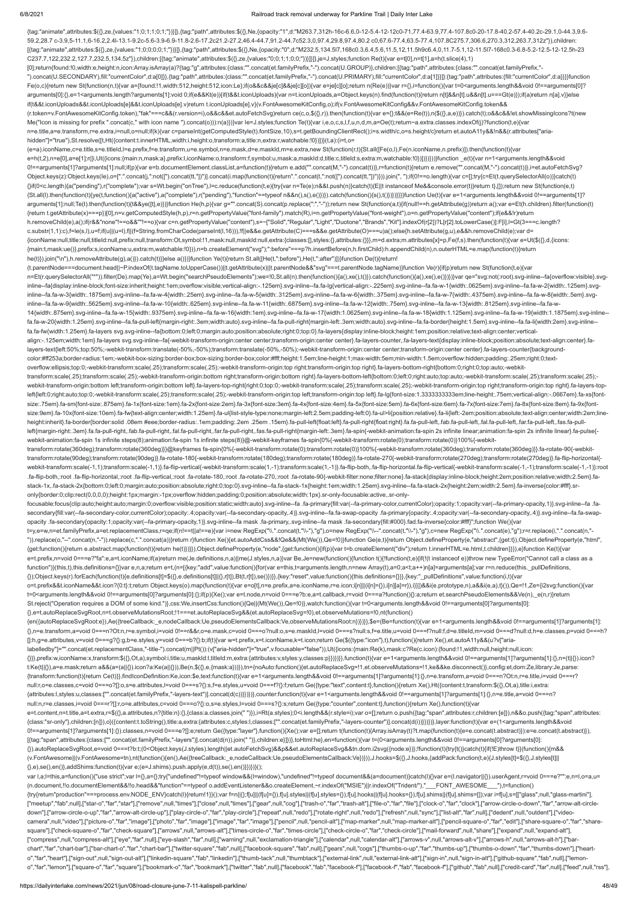```
{tag:"animate",attributes:${{},ze,{values:"1;0;1;1;0;1;"})}]},{tag:"path",attributes:${{},Ne,{opacity:"1",d:"M263.7,312h-16c-6.6,0-12-5.4-12-12c0-71,77.4-63.9,77.4-107.8c0-20-17.8-40.2-57.4-40.2c-29.1,0-44.3,9.6-59.2,28.7 c-3.9,5-11.1,6-16.2,2.4l-13.1-9.2c-5.6-3.9-6.9-11.8-2.6-17.2c21.2-27.2,46.4-44.7,91.2-44.7c52.3,0,97.4,29.8,97.4,80.2 c0,67.6-77.4,63.5-77.4,107.8C275.7,306.6,270.3,312,263.7,312z"}),children:[{tag:"animate",attributes:${{},ze,{values:"1;0;0;0;0;1;"})}]},{tag:"path",attributes:${{},Ne,{opacity:"0",d:"M232.5,134.5l7,168c0.3,6.4,5.6,11.5,12,11.5h9c6.4,0,11.7-5.1,12-11.5l7-168c0.3-6.8-5.2-12.5-12-12.5h-23 C237.7,122,232.2,127.7,232.5,134.5z"}),children:[{tag:"animate",attributes:${{},ze,{values:"0;0;1;1;0;0;"})}]}]},je=J.styles;function Re(t){var e=t[0],n=t[1],a=h(t.slice(4),1)[0];return{found:!0,width:e,height:n,icon:Array.isArray(a)?{tag:"g",attributes:{class:"".concat(et.familyPrefix,"-").concat(U.GROUP)},children:[{tag:"path",attributes:{class:"".concat(et.familyPrefix,"-").concat(U.SECONDARY),fill:"currentColor",d:a[0]}},{tag:"path",attributes:{class:"".concat(et.familyPrefix,"-").concat(U.PRIMARY),fill:"currentColor",d:a[1]}}]}:{tag:"path",attributes:{fill:"currentColor",d:a}}}}function Fe(o,c){return new St(function(n,t){var a={found:!1,width:512,height:512,icon:Le};if(o&&c&&je[c]&&je[c][o]){var e=je[c][o];return n(Re(e))}var r={},i=function(){var t=0<arguments.length&&void 0!==arguments[0]?arguments[0]:{},e=1<arguments.length?arguments[1]:void 0;if(e&&Kt(e)){if(t&&t.iconUploads){var n=t.iconUploads,a=Object.keys(n).find(function(t){return n[t]&&n[t].u&&n[t].u===Gt(e)});if(a)return n[a].v}}else if(t&&t.iconUploads&&t.iconUploads[e]&&t.iconUploads[e].v)return t.iconUploads[e].v}(v.FontAwesomeKitConfig,o);if(v.FontAwesomeKitConfig&&v.FontAwesomeKitConfig.token&&(r.token=v.FontAwesomeKitConfig.token),"fak"===c&&(r.version=i),o&&c&&et.autoFetchSvg)return ce(c,o,${{},r}).then(function(t){var e={};t&&(e=Re(t)),n(${{},a,e})}).catch(t);o&&c&&!et.showMissingIcons?t(new Me("Icon is missing for prefix ".concat(c," with icon name ").concat(o))):n(a)})}var Ie=J.styles;function Te(t){var i,e,o,c,s,l,f,u,n,d,m,a=Oe(t);return~a.classes.indexOf(j)?function(t,e){var n=e.title,a=e.transform,r=e.extra,i=null,o=null;if(k){var c=parseInt(getComputedStyle(t).fontSize,10),s=t.getBoundingClientRect();i=s.width/c,o=s.height/c}return et.autoA11y&&!n&&(r.attributes["aria-hidden"]="true"),St.resolve([t,Ht({content:t.innerHTML,width:i,height:o,transform:a,title:n,extra:r,watchable:!0})])}(t,a):(i=t,o=(e=a).iconName,c=e.title,s=e.titleId,l=e.prefix,f=e.transform,u=e.symbol,n=e.mask,d=e.maskId,m=e.extra,new St(function(r,t){St.all([Fe(o,l),Fe(n.iconName,n.prefix)]).then(function(t){var e=h(t,2),n=e[0],a=e[1];r([i,Ut({icons:{main:n,mask:a},prefix:l,iconName:o,transform:f,symbol:u,mask:a,maskId:d,title:c,titleId:s,extra:m,watchable:!0})])})}))}function _e(t){var n=1<arguments.length&&void 0!==arguments[1]?arguments[1]:null;if(p){var e=b.documentElement.classList,a=function(t){return e.add("".concat(M,"-").concat(t))},r=function(t){return e.remove("".concat(M,"-").concat(t))},i=et.autoFetchSvg?Object.keys(z):Object.keys(Ie),o=[".".concat(j,":not([").concat(tt,"])")].concat(i.map(function(t){return".".concat(t,":not([").concat(tt,"])")})).join(", ");if(0!==o.length){var c=[];try{c=Et(t.querySelectorAll(o))}catch(t){}if(0<c.length){a("pending"),r("complete");var s=Wt.begin("onTree"),l=c.reduce(function(t,e){try{var n=Te(e);n&&t.push(n)}catch(t){E||t instanceof Me&&console.error(t)}return t},[]);return new St(function(e,t){St.all(l).then(function(t){ye(t,function(){a("active"),a("complete"),r("pending"),"function"==typeof n&&n(),s(),e()})}).catch(function(){s(),t()})})}}}}function Ue(t){var e=1<arguments.length&&void 0!==arguments[1]?arguments[1]:null;Te(t).then(function(t){t&&ye([t],e)})}function He(h,p){var g="".concat(S).concat(p.replace(":","-"));return new St(function(a,t){if(null!==h.getAttribute(g))return a();var e=Et(h.children).filter(function(t){return t.getAttribute(x)===p})[0],n=v.getComputedStyle(h,p),r=n.getPropertyValue("font-family").match(R),i=n.getPropertyValue("font-weight"),o=n.getPropertyValue("content");if(e&&!r)return h.removeChild(e),a();if(r&&"none"!==o&&""!==o){var c=n.getPropertyValue("content"),s=~["Solid","Regular","Light","Duotone","Brands","Kit"].indexOf(r[2])?L[r[2].toLowerCase()]:F[i],l=Gt(3===c.length?c.substr(1,1):c),f=Ie(s,l),u=f;if(u||(u=l),f||(f=String.fromCharCode(parseInt(l,16))),!f||e&&e.getAttribute(C)===s&&e.getAttribute(O)===u)a();else{h.setAttribute(g,u),e&&h.removeChild(e);var d={iconName:null,title:null,titleId:null,prefix:null,transform:Ot,symbol:!1,mask:null,maskId:null,extra:{classes:[],styles:{},attributes:{}}},m=d.extra;m.attributes[x]=p,Fe(f,s).then(function(t){var e=Ut(${{},d,{icons:{main:t,mask:ue()},prefix:s,iconName:u,extra:m,watchable:!0})),n=b.createElement("svg");":before"===p?h.insertBefore(n,h.firstChild):h.appendChild(n),n.outerHTML=e.map(function(t){return he(t)}).join("\n"),h.removeAttribute(g),a()}).catch(t)}}else a()})}function Ye(t){return St.all([He(t,":before"),He(t,":after")])}function De(t){return!(t.parentNode===document.head||~P.indexOf(t.tagName.toUpperCase())||t.getAttribute(x)||t.parentNode&&"svg"===t.parentNode.tagName)}function Ve(r){if(p)return new St(function(t,e){var n=Et(r.querySelectorAll("*")).filter(De).map(Ye),a=Wt.begin("searchPseudoElements");we=!0,St.all(n).then(function(){a(),xe(),t()}).catch(function(){a(),xe(),e()})})}var qe="svg:not(:root).svg-inline--fa{overflow:visible}.svg-inline--fa{display:inline-block;font-size:inherit;height:1em;overflow:visible;vertical-align:-.125em}.svg-inline--fa.fa-lg{vertical-align:-.225em}.svg-inline--fa.fa-w-1{width:.0625em}.svg-inline--fa.fa-w-2{width:.125em}.svg-inline--fa.fa-w-3{width:.1875em}.svg-inline--fa.fa-w-4{width:.25em}.svg-inline--fa.fa-w-5{width:.3125em}.svg-inline--fa.fa-w-6{width:.375em}.svg-inline--fa.fa-w-7{width:.4375em}.svg-inline--fa.fa-w-8{width:.5em}.svg-inline--fa.fa-w-9{width:.5625em}.svg-inline--fa.fa-w-10{width:.625em}.svg-inline--fa.fa-w-11{width:.6875em}.svg-inline--fa.fa-w-12{width:.75em}.svg-inline--fa.fa-w-13{width:.8125em}.svg-inline--fa.fa-w-14{width:.875em}.svg-inline--fa.fa-w-15{width:.9375em}.svg-inline--fa.fa-w-16{width:1em}.svg-inline--fa.fa-w-17{width:1.0625em}.svg-inline--fa.fa-w-18{width:1.125em}.svg-inline--fa.fa-w-19{width:1.1875em}.svg-inline--fa.fa-w-20{width:1.25em}.svg-inline--fa.fa-pull-left{margin-right:.3em;width:auto}.svg-inline--fa.fa-pull-right{margin-left:.3em;width:auto}.svg-inline--fa.fa-border{height:1.5em}.svg-inline--fa.fa-li{width:2em}.svg-inline--fa.fa-fw{width:1.25em}.fa-layers svg.svg-inline--fa{bottom:0;left:0;margin:auto;position:absolute;right:0;top:0}.fa-layers{display:inline-block;height:1em;position:relative;text-align:center;vertical-align:-.125em;width:1em}.fa-layers svg.svg-inline--fa{-webkit-transform-origin:center center;transform-origin:center center}.fa-layers-counter,.fa-layers-text{display:inline-block;position:absolute;text-align:center}.fa-layers-text{left:50%;top:50%;-webkit-transform:translate(-50%,-50%);transform:translate(-50%,-50%);-webkit-transform-origin:center center;transform-origin:center center}.fa-layers-counter{background-color:#ff253a;border-radius:1em;-webkit-box-sizing:border-box;box-sizing:border-box;color:#fff;height:1.5em;line-height:1;max-width:5em;min-width:1.5em;overflow:hidden;padding:.25em;right:0;text-overflow:ellipsis;top:0;-webkit-transform:scale(.25);transform:scale(.25);-webkit-transform-origin:top right;transform-origin:top right}.fa-layers-bottom-right{bottom:0;right:0;top:auto;-webkit-transform:scale(.25);transform:scale(.25);-webkit-transform-origin:bottom right;transform-origin:bottom right}.fa-layers-bottom-left{bottom:0;left:0;right:auto;top:auto;-webkit-transform:scale(.25);transform:scale(.25);-webkit-transform-origin:bottom left;transform-origin:bottom left}.fa-layers-top-right{right:0;top:0;-webkit-transform:scale(.25);transform:scale(.25);-webkit-transform-origin:top right;transform-origin:top right}.fa-layers-top-left{left:0;right:auto;top:0;-webkit-transform:scale(.25);transform:scale(.25);-webkit-transform-origin:top left;transform-origin:top left}.fa-lg{font-size:1.3333333333em;line-height:.75em;vertical-align:-.0667em}.fa-xs{font-size:.75em}.fa-sm{font-size:.875em}.fa-1x{font-size:1em}.fa-2x{font-size:2em}.fa-3x{font-size:3em}.fa-4x{font-size:4em}.fa-5x{font-size:5em}.fa-6x{font-size:6em}.fa-7x{font-size:7em}.fa-8x{font-size:8em}.fa-9x{font-size:9em}.fa-10x{font-size:10em}.fa-fw{text-align:center;width:1.25em}.fa-ul{list-style-type:none;margin-left:2.5em;padding-left:0}.fa-ul>li{position:relative}.fa-li{left:-2em;position:absolute;text-align:center;width:2em;line-height:inherit}.fa-border{border:solid .08em #eee;border-radius:.1em;padding:.2em .25em .15em}.fa-pull-left{float:left}.fa-pull-right{float:right}.fa.fa-pull-left,.fab.fa-pull-left,.fal.fa-pull-left,.far.fa-pull-left,.fas.fa-pull-left{margin-right:.3em}.fa.fa-pull-right,.fab.fa-pull-right,.fal.fa-pull-right,.far.fa-pull-right,.fas.fa-pull-right{margin-left:.3em}.fa-spin{-webkit-animation:fa-spin 2s infinite linear;animation:fa-spin 2s infinite linear}.fa-pulse{-webkit-animation:fa-spin 1s infinite steps(8);animation:fa-spin 1s infinite steps(8)}@-webkit-keyframes fa-spin{0%{-webkit-transform:rotate(0);transform:rotate(0)}100%{-webkit-transform:rotate(360deg);transform:rotate(360deg)}}@keyframes fa-spin{0%{-webkit-transform:rotate(0);transform:rotate(0)}100%{-webkit-transform:rotate(360deg);transform:rotate(360deg)}}.fa-rotate-90{-webkit-transform:rotate(90deg);transform:rotate(90deg)}.fa-rotate-180{-webkit-transform:rotate(180deg);transform:rotate(180deg)}.fa-rotate-270{-webkit-transform:rotate(270deg);transform:rotate(270deg)}.fa-flip-horizontal{-webkit-transform:scale(-1,1);transform:scale(-1,1)}.fa-flip-vertical{-webkit-transform:scale(1,-1);transform:scale(1,-1)}.fa-flip-both,.fa-flip-horizontal.fa-flip-vertical{-webkit-transform:scale(-1,-1);transform:scale(-1,-1)}:root .fa-flip-both,:root .fa-flip-horizontal,:root .fa-flip-vertical,:root .fa-rotate-180,:root .fa-rotate-270,:root .fa-rotate-90{-webkit-filter:none;filter:none}.fa-stack{display:inline-block;height:2em;position:relative;width:2.5em}.fa-stack-1x,.fa-stack-2x{bottom:0;left:0;margin:auto;position:absolute;right:0;top:0}.svg-inline--fa.fa-stack-1x{height:1em;width:1.25em}.svg-inline--fa.fa-stack-2x{height:2em;width:2.5em}.fa-inverse{color:#fff}.sr-only{border:0;clip:rect(0,0,0,0);height:1px;margin:-1px;overflow:hidden;padding:0;position:absolute;width:1px}.sr-only-focusable:active,.sr-only-focusable:focus{clip:auto;height:auto;margin:0;overflow:visible;position:static;width:auto}.svg-inline--fa .fa-primary{fill:var(--fa-primary-color,currentColor);opacity:1;opacity:var(--fa-primary-opacity,1)}.svg-inline--fa .fa-secondary{fill:var(--fa-secondary-color,currentColor);opacity:.4;opacity:var(--fa-secondary-opacity,.4)}.svg-inline--fa.fa-swap-opacity .fa-primary{opacity:.4;opacity:var(--fa-secondary-opacity,.4)}.svg-inline--fa.fa-swap-opacity .fa-secondary{opacity:1;opacity:var(--fa-primary-opacity,1)}.svg-inline--fa mask .fa-primary,.svg-inline--fa mask .fa-secondary{fill:#000}.fad.fa-inverse{color:#fff}";function We(){var t=y,e=w,n=et.familyPrefix,a=et.replacementClass,r=qe;if(n!==t||a!==e){var i=new RegExp("\\.".concat(t,"\\-"),"g"),o=new RegExp("\\--".concat(t,"\\-"),"g"),c=new RegExp("\\.".concat(e),"g");r=r.replace(i,".".concat(n,"-")).replace(o,"--".concat(n,"-")).replace(c,".".concat(a))}return r}function Xe(){et.autoAddCss&&!Qe&&(Mt(We()),Qe=!0)}function Ge(e,t){return Object.defineProperty(e,"abstract",{get:t}),Object.defineProperty(e,"html",{get:function(){return e.abstract.map(function(t){return he(t)})}}),Object.defineProperty(e,"node",{get:function(){if(p){var t=b.createElement("div");return t.innerHTML=e.html,t.children}}}),e}function Ke(t){var e=t.prefix,n=void 0===e?"fa":e,a=t.iconName;if(a)return me(Je.definitions,n,a)||me(J.styles,n,a)}var Be,Je=new(function(){function t(){!function(t,e){if(!(t instanceof e))throw new TypeError("Cannot call a class as a function")}(this,t),this.definitions={}}var e,n,a;return e=t,(n=[{key:"add",value:function(){for(var e=this,t=arguments.length,n=new Array(t),a=0;a<t;a++)n[a]=arguments[a];var r=n.reduce(this._pullDefinitions,{});Object.keys(r).forEach(function(t){e.definitions[t]=${{},e.definitions[t]||{},r[t]),Bt(t,r[t]),se()})}},{key:"reset",value:function(){this.definitions={}}},{key:"_pullDefinitions",value:function(i,t){var o=t.prefix&&t.iconName&&t.icon?{0:t}:t;return Object.keys(o).map(function(t){var e=o[t],n=e.prefix,a=e.iconName,r=e.icon;i[n]||(i[n]={}),i[n][a]=r}),i}}])&&ii(e.prototype,n),a&&ii(e,a),t}()),Qe=!1,Ze={i2svg:function(){var t=0<arguments.length&&void 0!==arguments[0]?arguments[0]:{};if(p){Xe();var e=t.node,n=void 0===e?b:e,a=t.callback,r=void 0===a?function(){}:a;return et.searchPseudoElements&&Ve(n),_e(n,r)}return St.reject("Operation requires a DOM of some kind.")},css:We,insertCss:function(){Qe||(Mt(We()),Qe=!0)},watch:function(){var t=0<arguments.length&&void 0!==arguments[0]?arguments[0]:{},e=t.autoReplaceSvgRoot,n=t.observeMutationsRoot;!1===et.autoReplaceSvg&&(et.autoReplaceSvg=!0),et.observeMutations=!0,nt(function(){en({autoReplaceSvgRoot:e}),Ae({treeCallback:_e,nodeCallback:Ue,pseudoElementsCallback:Ve,observeMutationsRoot:n})})}},$e=(Be=function(t){var e=1<arguments.length&&void 0!==arguments[1]?arguments[1]:{},n=e.transform,a=void 0===n?Ot:n,r=e.symbol,i=void 0!==r&&r,o=e.mask,c=void 0===o?null:o,s=e.maskId,l=void 0===s?null:s,f=e.title,u=void 0===f?null:f,d=e.titleId,m=void 0===d?null:d,h=e.classes,p=void 0===h?[]:h,g=e.attributes,v=void 0===g?{}:g,b=e.styles,y=void 0===b?{}:b;if(t){var w=t.prefix,x=t.iconName,k=t.icon;return Ge(${{type:"icon"},t),function(){return Xe(),et.autoA11y&&(u?v["aria-labelledby"]="".concat(et.replacementClass,"-title-").concat(m||Pt()):(v["aria-hidden"]="true",v.focusable="false")),Ut({icons:{main:Re(k),mask:c?Re(c.icon):{found:!1,width:null,height:null,icon:{}}},prefix:w,iconName:x,transform:${{},Ot,a},symbol:i,title:u,maskId:l,titleId:m,extra:{attributes:v,styles:y,classes:p}})})}},function(t){var e=1<arguments.length&&void 0!==arguments[1]?arguments[1]:{},n=(t||{}).icon?t:Ke(t||{}),a=e.mask;return a&&(a=(a||{}).icon?a:Ke(a||{})),Be(n,${{},e,{mask:a}})}),tn={noAuto:function(){et.autoReplaceSvg=!1,et.observeMutations=!1,ke&&ke.disconnect()},config:et,dom:Ze,library:Je,parse:{transform:function(t){return Ce(t)}},findIconDefinition:Ke,icon:$e,text:function(t){var e=1<arguments.length&&void 0!==arguments[1]?arguments[1]:{},n=e.transform,a=void 0===n?Ot:n,r=e.title,i=void 0===r?null:r,o=e.classes,c=void 0===o?[]:o,s=e.attributes,l=void 0===s?{}:s,f=e.styles,u=void 0===f?{}:f;return Ge({type:"text",content:t},function(){return Xe(),Ht({content:t,transform:${{},Ot,a},title:i,extra:{attributes:l,styles:u,classes:["".concat(et.familyPrefix,"-layers-text")].concat(d(c))}})})},counter:function(t){var e=1<arguments.length&&void 0!==arguments[1]?arguments[1]:{},n=e.title,a=void 0===n?null:n,r=e.classes,i=void 0===r?[]:r,o=e.attributes,c=void 0===o?{}:o,s=e.styles,l=void 0===s?{}:s;return Ge({type:"counter",content:t},function(){var e=t.content,n=t.title,a=t.extra,r=${{},a.attributes,n?{title:n}:{},{class:a.classes.join(" ")}),i=Rt(a.styles);0<i.length&&(r.style=i);var o=[];return o.push({tag:"span",attributes:r,children:[e]}),n&&o.push({tag:"span",attributes:{class:"sr-only"},children:[n]}),o}({content:t.toString(),title:a,extra:{attributes:c,styles:l,classes:["".concat(et.familyPrefix,"-layers-counter")].concat(d(i))}})})},layer:function(t){var e=(1<arguments.length&&void 0!==arguments[1]?arguments[1]:{}).classes,n=void 0===e?[]:e;return Ge({type:"layer"},function(){Xe();var e=[];return t(function(t){Array.isArray(t)?t.map(function(t){e=e.concat(t.abstract)}):e=e.concat(t.abstract)}),[{tag:"span",attributes:{class:["".concat(et.familyPrefix,"-layers")].concat(d(n)).join(" ")},children:e}]})},toHtml:he},en=function(){var t=(0<arguments.length&&void 0!==arguments[0]?arguments[0]:{}).autoReplaceSvgRoot,e=void 0===t?b:t;(0<Object.keys(J.styles).length||et.autoFetchSvg)&&p&&et.autoReplaceSvg&&tn.dom.i2svg({node:e})};!function(t){try{t()}catch(t){if(!E)throw t}}(function(){m&&(v.FontAwesome||(v.FontAwesome=tn),nt(function(){en(),Ae({treeCallback:_e,nodeCallback:Ue,pseudoElementsCallback:Ve})})),J.hooks=${{},J.hooks,{addPack:function(t,e){J.styles[t]=${{},J.styles[t]||{},e),se(),en()},addShims:function(t){var e;(e=J.shims).push.apply(e,d(t)),se(),en()}}})})}();
var l,a;l=this,a=function(){"use strict";var l={},a={};try{"undefined"!=typeof window&&(l=window),"undefined"!=typeof document&&(a=document)}catch(l){}var e=(l.navigator||{}).userAgent,r=void 0===e?"":e,n=l,o=a,u=(n.document,!!o.documentElement&&!!o.head&&"function"==typeof o.addEventListener&&o.createElement,~r.indexOf("MSIE")||r.indexOf("Trident/"),"___FONT_AWESOME___"),t=function(){try{return"production"===process.env.NODE_ENV}catch(l){return!1}}();var f=n||{};f[u]||(f[u]={}),f[u].styles||(f[u].styles={}),f[u].hooks||(f[u].hooks={}),f[u].shims||(f[u].shims=[]);var i=f[u],s=[["glass",null,"glass-martini"],["meetup","fab",null],["star-o","far","star"],["remove",null,"times"],["close",null,"times"],["gear",null,"cog"],["trash-o","far","trash-alt"],["file-o","far","file"],["clock-o","far","clock"],["arrow-circle-o-down","far","arrow-alt-circle-down"],["arrow-circle-o-up","far","arrow-alt-circle-up"],["play-circle-o","far","play-circle"],["repeat",null,"redo"],["rotate-right",null,"redo"],["refresh",null,"sync"],["list-alt","far",null],["dedent",null,"outdent"],["video-camera",null,"video"],["picture-o","far","image"],["photo","far","image"],["image","far","image"],["pencil",null,"pencil-alt"],["map-marker",null,"map-marker-alt"],["pencil-square-o","far","edit"],["share-square-o","far","share-square"],["check-square-o","far","check-square"],["arrows",null,"arrows-alt"],["times-circle-o","far","times-circle"],["check-circle-o","far","check-circle"],["mail-forward",null,"share"],["expand",null,"expand-alt"],["compress",null,"compress-alt"],["eye","far",null],["eye-slash","far",null],["warning",null,"exclamation-triangle"],["calendar",null,"calendar-alt"],["arrows-v",null,"arrows-alt-v"],["arrows-h",null,"arrows-alt-h"],["bar-chart","far","chart-bar"],["bar-chart-o","far","chart-bar"],["twitter-square","fab",null],["facebook-square","fab",null],["gears",null,"cogs"],["thumbs-o-up","far","thumbs-up"],["thumbs-o-down","far","thumbs-down"],["heart-o","far","heart"],["sign-out",null,"sign-out-alt"],["linkedin-square","fab","linkedin"],["thumb-tack",null,"thumbtack"],["external-link",null,"external-link-alt"],["sign-in",null,"sign-in-alt"],["github-square","fab",null],["lemon-o","far","lemon"],["square-o","far","square"],["bookmark-o","far","bookmark"],["twitter","fab",null],["facebook","fab","facebook-f"],["facebook-f","fab","facebook-f"],["github","fab",null],["credit-card","far",null],["feed",null,"rss"],
```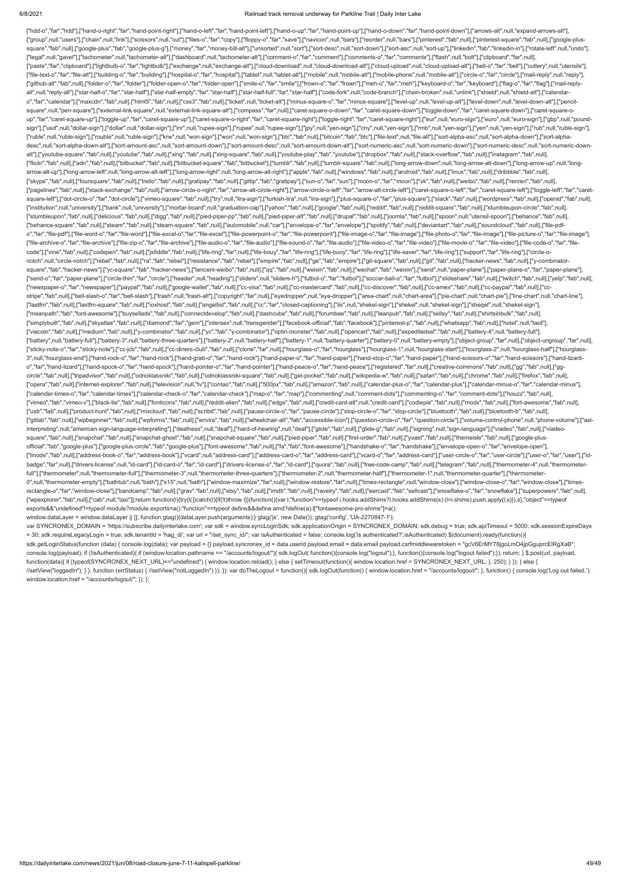["hdd-o","far","hdd"],["hand-o-right","far","hand-point-right"],["hand-o-left","far","hand-point-left"],["hand-o-up","far","hand-point-up"],["hand-o-down","far","hand-point-down"],["arrows-alt",null,"expand-arrows-alt"],["group",null,"users"],["chain",null,"link"],["scissors",null,"cut"],["files-o","far","copy"],["floppy-o","far","save"],["navicon",null,"bars"],["reorder",null,"bars"],["pinterest","fab",null],["pinterest-square","fab",null],["google-plus-square","fab",null],["google-plus","fab","google-plus-g"],["money","far","money-bill-alt"],["unsorted",null,"sort"],["sort-desc",null,"sort-down"],["sort-asc",null,"sort-up"],["linkedin","fab","linkedin-in"],["rotate-left",null,"undo"],["legal",null,"gavel"],["tachometer",null,"tachometer-alt"],["dashboard",null,"tachometer-alt"],["comment-o","far","comment"],["comments-o","far","comments"],["flash",null,"bolt"],["clipboard","far",null],["paste","far","clipboard"],["lightbulb-o","far","lightbulb"],["exchange",null,"exchange-alt"],["cloud-download",null,"cloud-download-alt"],["cloud-upload",null,"cloud-upload-alt"],["bell-o","far","bell"],["cutlery",null,"utensils"],["file-text-o","far","file-alt"],["building-o","far","building"],["hospital-o","far","hospital"],["tablet",null,"tablet-alt"],["mobile",null,"mobile-alt"],["mobile-phone",null,"mobile-alt"],["circle-o","far","circle"],["mail-reply",null,"reply"],["github-alt","fab",null],["folder-o","far","folder"],["folder-open-o","far","folder-open"],["smile-o","far","smile"],["frown-o","far","frown"],["meh-o","far","meh"],["keyboard-o","far","keyboard"],["flag-o","far","flag"],["mail-reply-all",null,"reply-all"],["star-half-o","far","star-half"],["star-half-empty","far","star-half"],["star-half-full","far","star-half"],["code-fork",null,"code-branch"],["chain-broken",null,"unlink"],["shield",null,"shield-alt"],["calendar-o","far","calendar"],["maxcdn","fab",null],["html5","fab",null],["css3","fab",null],["ticket",null,"ticket-alt"],["minus-square-o","far","minus-square"],["level-up",null,"level-up-alt"],["level-down",null,"level-down-alt"],["pencil-square",null,"pen-square"],["external-link-square",null,"external-link-square-alt"],["compass","far",null],["caret-square-o-down","far","caret-square-down"],["toggle-down","far","caret-square-down"],["caret-square-o-up","far","caret-square-up"],["toggle-up","far","caret-square-up"],["caret-square-o-right","far","caret-square-right"],["toggle-right","far","caret-square-right"],["eur",null,"euro-sign"],["euro",null,"euro-sign"],["gbp",null,"pound-sign"],["usd",null,"dollar-sign"],["dollar",null,"dollar-sign"],["inr",null,"rupee-sign"],["rupee",null,"rupee-sign"],["jpy",null,"yen-sign"],["cny",null,"yen-sign"],["rmb",null,"yen-sign"],["yen",null,"yen-sign"],["rub",null,"ruble-sign"],["ruble",null,"ruble-sign"],["rouble",null,"ruble-sign"],["krw",null,"won-sign"],["won",null,"won-sign"],["btc","fab",null],["bitcoin","fab","btc"],["file-text",null,"file-alt"],["sort-alpha-asc",null,"sort-alpha-down"],["sort-alpha-desc",null,"sort-alpha-down-alt"],["sort-amount-asc",null,"sort-amount-down"],["sort-amount-desc",null,"sort-amount-down-alt"],["sort-numeric-asc",null,"sort-numeric-down"],["sort-numeric-desc",null,"sort-numeric-down-alt"],["youtube-square","fab",null],["youtube","fab",null],["xing","fab",null],["xing-square","fab",null],["youtube-play","fab","youtube"],["dropbox","fab",null],["stack-overflow","fab",null],["instagram","fab",null],["flickr","fab",null],["adn","fab",null],["bitbucket","fab",null],["bitbucket-square","fab","bitbucket"],["tumblr","fab",null],["tumblr-square","fab",null],["long-arrow-down",null,"long-arrow-alt-down"],["long-arrow-up",null,"long-arrow-alt-up"],["long-arrow-left",null,"long-arrow-alt-left"],["long-arrow-right",null,"long-arrow-alt-right"],["apple","fab",null],["windows","fab",null],["android","fab",null],["linux","fab",null],["dribbble","fab",null],["skype","fab",null],["foursquare","fab",null],["trello","fab",null],["gratipay","fab",null],["gittip","fab","gratipay"],["sun-o","far","sun"],["moon-o","far","moon"],["vk","fab",null],["weibo","fab",null],["renren","fab",null],["pagelines","fab",null],["stack-exchange","fab",null],["arrow-circle-o-right","far","arrow-alt-circle-right"],["arrow-circle-o-left","far","arrow-alt-circle-left"],["caret-square-o-left","far","caret-square-left"],["toggle-left","far","caret-square-left"],["dot-circle-o","far","dot-circle"],["vimeo-square","fab",null],["try",null,"lira-sign"],["turkish-lira",null,"lira-sign"],["plus-square-o","far","plus-square"],["slack","fab",null],["wordpress","fab",null],["openid","fab",null],["institution",null,"university"],["bank",null,"university"],["mortar-board",null,"graduation-cap"],["yahoo","fab",null],["google","fab",null],["reddit","fab",null],["reddit-square","fab",null],["stumbleupon-circle","fab",null],["stumbleupon","fab",null],["delicious","fab",null],["digg","fab",null],["pied-piper-pp","fab",null],["pied-piper-alt","fab",null],["drupal","fab",null],["joomla","fab",null],["spoon",null,"utensil-spoon"],["behance","fab",null],["behance-square","fab",null],["steam","fab",null],["steam-square","fab",null],["automobile",null,"car"],["envelope-o","far","envelope"],["spotify","fab",null],["deviantart","fab",null],["soundcloud","fab",null],["file-pdf-o","far","file-pdf"],["file-word-o","far","file-word"],["file-excel-o","far","file-excel"],["file-powerpoint-o","far","file-powerpoint"],["file-image-o","far","file-image"],["file-photo-o","far","file-image"],["file-picture-o","far","file-image"],["file-archive-o","far","file-archive"],["file-zip-o","far","file-archive"],["file-audio-o","far","file-audio"],["file-sound-o","far","file-audio"],["file-video-o","far","file-video"],["file-movie-o","far","file-video"],["file-code-o","far","file-code"],["vine","fab",null],["codepen","fab",null],["jsfiddle","fab",null],["life-ring","far","life-ring"],["life-bouy","far","life-ring"],["life-buoy","far","life-ring"],["life-saver","far","life-ring"],["support","far","life-ring"],["circle-o-notch",null,"circle-notch"],["rebel","fab",null],["ra","fab","rebel"],["resistance","fab","rebel"],["empire","fab",null],["ge","fab","empire"],["git-square","fab",null],["git","fab",null],["hacker-news","fab",null],["y-combinator-square","fab","hacker-news"],["yc-square","fab","hacker-news"],["tencent-weibo","fab",null],["qq","fab",null],["weixin","fab",null],["wechat","fab","weixin"],["send",null,"paper-plane"],["paper-plane-o","far","paper-plane"],["send-o","far","paper-plane"],["circle-thin","far","circle"],["header",null,"heading"],["sliders",null,"sliders-h"],["futbol-o","far","futbol"],["soccer-ball-o","far","futbol"],["slideshare","fab",null],["twitch","fab",null],["yelp","fab",null],["newspaper-o","far","newspaper"],["paypal","fab",null],["google-wallet","fab",null],["cc-visa","fab",null],["cc-mastercard","fab",null],["cc-discover","fab",null],["cc-amex","fab",null],["cc-paypal","fab",null],["cc-stripe","fab",null],["bell-slash-o","far","bell-slash"],["trash",null,"trash-alt"],["copyright","far",null],["eyedropper",null,"eye-dropper"],["area-chart",null,"chart-area"],["pie-chart",null,"chart-pie"],["line-chart",null,"chart-line"],["lastfm","fab",null],["lastfm-square","fab",null],["ioxhost","fab",null],["angellist","fab",null],["cc","far","closed-captioning"],["ils",null,"shekel-sign"],["shekel",null,"shekel-sign"],["sheqel",null,"shekel-sign"],["meanpath","fab","font-awesome"],["buysellads","fab",null],["connectdevelop","fab",null],["dashcube","fab",null],["forumbee","fab",null],["leanpub","fab",null],["sellsy","fab",null],["shirtsinbulk","fab",null],["simplybuilt","fab",null],["skyatlas","fab",null],["diamond","far","gem"],["intersex",null,"transgender"],["facebook-official","fab","facebook"],["pinterest-p","fab",null],["whatsapp","fab",null],["hotel",null,"bed"],["viacoin","fab",null],["medium","fab",null],["y-combinator","fab",null],["yc","fab","y-combinator"],["optin-monster","fab",null],["opencart","fab",null],["expeditedssl","fab",null],["battery-4",null,"battery-full"],["battery",null,"battery-full"],["battery-3",null,"battery-three-quarters"],["battery-2",null,"battery-half"],["battery-1",null,"battery-quarter"],["battery-0",null,"battery-empty"],["object-group","far",null],["object-ungroup","far",null],["sticky-note-o","far","sticky-note"],["cc-jcb","fab",null],["cc-diners-club","fab",null],["clone","far",null],["hourglass-o","far","hourglass"],["hourglass-1",null,"hourglass-start"],["hourglass-2",null,"hourglass-half"],["hourglass-3",null,"hourglass-end"],["hand-rock-o","far","hand-rock"],["hand-grab-o","far","hand-rock"],["hand-paper-o","far","hand-paper"],["hand-stop-o","far","hand-paper"],["hand-scissors-o","far","hand-scissors"],["hand-lizard-o","far","hand-lizard"],["hand-spock-o","far","hand-spock"],["hand-pointer-o","far","hand-pointer"],["hand-peace-o","far","hand-peace"],["registered","far",null],["creative-commons","fab",null],["gg","fab",null],["gg-circle","fab",null],["tripadvisor","fab",null],["odnoklassniki","fab",null],["odnoklassniki-square","fab",null],["get-pocket","fab",null],["wikipedia-w","fab",null],["safari","fab",null],["chrome","fab",null],["firefox","fab",null],["opera","fab",null],["internet-explorer","fab",null],["television",null,"tv"],["contao","fab",null],["500px","fab",null],["amazon","fab",null],["calendar-plus-o","far","calendar-plus"],["calendar-minus-o","far","calendar-minus"],["calendar-times-o","far","calendar-times"],["calendar-check-o","far","calendar-check"],["map-o","far","map"],["commenting",null,"comment-dots"],["commenting-o","far","comment-dots"],["houzz","fab",null],["vimeo","fab","vimeo-v"],["black-tie","fab",null],["fonticons","fab",null],["reddit-alien","fab",null],["edge","fab",null],["credit-card-alt",null,"credit-card"],["codiepie","fab",null],["modx","fab",null],["fort-awesome","fab",null],["usb","fab",null],["product-hunt","fab",null],["mixcloud","fab",null],["scribd","fab",null],["pause-circle-o","far","pause-circle"],["stop-circle-o","far","stop-circle"],["bluetooth","fab",null],["bluetooth-b","fab",null],["gitlab","fab",null],["wpbeginner","fab",null],["wpforms","fab",null],["envira","fab",null],["wheelchair-alt","fab","accessible-icon"],["question-circle-o","far","question-circle"],["volume-control-phone",null,"phone-volume"],["asl-interpreting",null,"american-sign-language-interpreting"],["deafness",null,"deaf"],["hard-of-hearing",null,"deaf"],["glide","fab",null],["glide-g","fab",null],["signing",null,"sign-language"],["viadeo","fab",null],["viadeo-square","fab",null],["snapchat","fab",null],["snapchat-ghost","fab",null],["snapchat-square","fab",null],["pied-piper","fab",null],["first-order","fab",null],["yoast","fab",null],["themeisle","fab",null],["google-plus-official","fab","google-plus"],["google-plus-circle","fab","google-plus"],["font-awesome","fab",null],["fa","fab","font-awesome"],["handshake-o","far","handshake"],["envelope-open-o","far","envelope-open"],["linode","fab",null],["address-book-o","far","address-book"],["vcard",null,"address-card"],["address-card-o","far","address-card"],["vcard-o","far","address-card"],["user-circle-o","far","user-circle"],["user-o","far","user"],["id-badge","far",null],["drivers-license",null,"id-card"],["id-card-o","far","id-card"],["drivers-license-o","far","id-card"],["quora","fab",null],["free-code-camp","fab",null],["telegram","fab",null],["thermometer-4",null,"thermometer-full"],["thermometer",null,"thermometer-full"],["thermometer-3",null,"thermometer-three-quarters"],["thermometer-2",null,"thermometer-half"],["thermometer-1",null,"thermometer-quarter"],["thermometer-0",null,"thermometer-empty"],["bathtub",null,"bath"],["s15",null,"bath"],["window-maximize","far",null],["window-restore","far",null],["times-rectangle",null,"window-close"],["window-close-o","far","window-close"],["times-rectangle-o","far","window-close"],["bandcamp","fab",null],["grav","fab",null],["etsy","fab",null],["imdb","fab",null],["ravelry","fab",null],["eercast","fab","sellcast"],["snowflake-o","far","snowflake"],["superpowers","fab",null],["wpexplorer","fab",null],["cab",null,"taxi"]];return function(l){try{l()}catch(l){if(!t)throw l}}(function(){var l;"function"==typeof i.hooks.addShims?i.hooks.addShims(s):(l=i.shims).push.apply(l,s)}),s},"object"==typeof exports&&"undefined"!=typeof module?module.exports=a():"function"==typeof define&&define.amd?define(a):l["fontawesome-pro-shims"]=a();

window.dataLayer = window.dataLayer || []; function gtag(){dataLayer.push(arguments);} gtag('js', new Date()); gtag('config', 'UA-2270847-1');

var SYNCRONEX_DOMAIN = 'https://subscribe.dailyinterlake.com'; var sdk = window.syncLoginSdk; sdk.applicationOrigin = SYNCRONEX_DOMAIN; sdk.debug = true; sdk.apiTimeout = 5000; sdk.sessionExpireDays = 30; sdk.requireLegacyLogin = true; sdk.tenantId = 'hag_di'; var url = "/set_sync_id/"; var isAuthenticated = false; console.log('is authenticated?',isAuthenticated) $(document).ready(function(){ sdk.getLoginStatus(function (data) { console.log(data); var payload = {} payload.syncronex_id = data.userid payload.email = data.email payload.csrfmiddlewaretoken = "gcV6ErMY78jgoLmO4jpGguprcElRgXaB"; console.log(payload); if (!isAuthenticated){ if (window.location.pathname == "/accounts/logout/"){ sdk.logOut( function(){console.log("logout");}, function(){console.log("logout failed");}); return; } $.post(url, payload, function(data){ if (typeof(SYNCRONEX_NEXT_URL)=="undefined") { window.location.reload(); } else { setTimeout(function(){ window.location.href = SYNCRONEX_NEXT_URL; }, 250); } }); } else { //setView("loggedIn"); } }, function (errStatus) { //setView("notLoggedIn") }); }); var doTheLogout = function(){ sdk.logOut(function() { window.location.href = "/accounts/logout/"; }, function() { console.log('Log out failed.'); window.location.href = "/accounts/logout/"; }); };